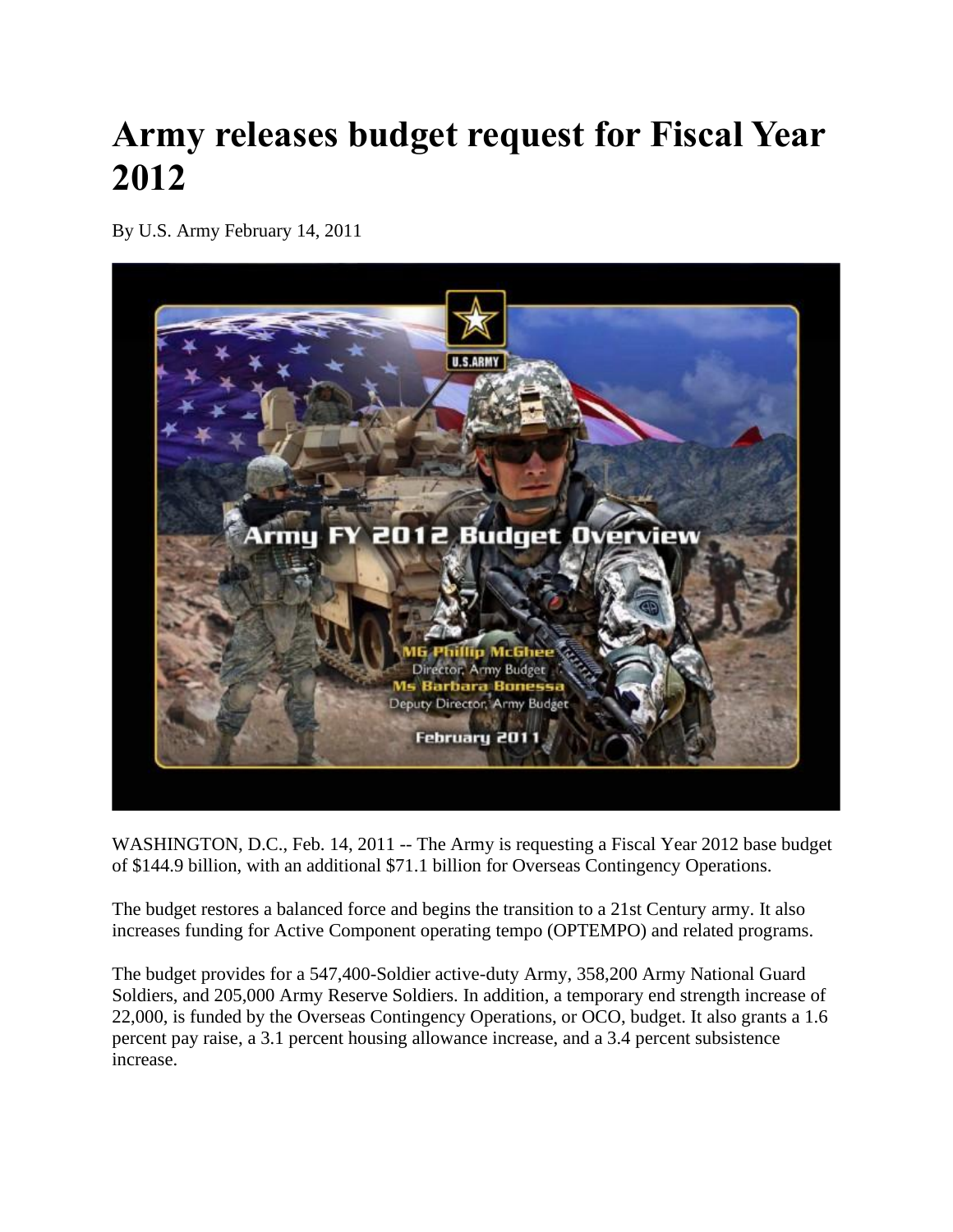# Army releases budget request for Fiscal Year 2012

By U.S. Army February 14, 2011

WASHINGTON, D.C., Feb. 14, 2011 -- The Army is requesting a Fiscal Year 2012 base budget of $144.9 billion, with an additional $71.1 billion for Overseas Contingency Operations.

The budget restores a balanced force and begins the transition to a 21st Century army. It also increases funding for Active Component operating tempo (OPTEMPO) and related programs.

The budget provides for a 547,400-Soldier active-duty Army, 358,200 Army National Guard Soldiers, and 205,000 Army Reserve Soldiers. In addition, a temporary end strength increase of 22,000, is funded by the Overseas Contingency Operations, or OCO, budget. It also grants a 1.6 percent pay raise, a 3.1 percent housing allowance increase, and a 3.4 percent subsistence increase.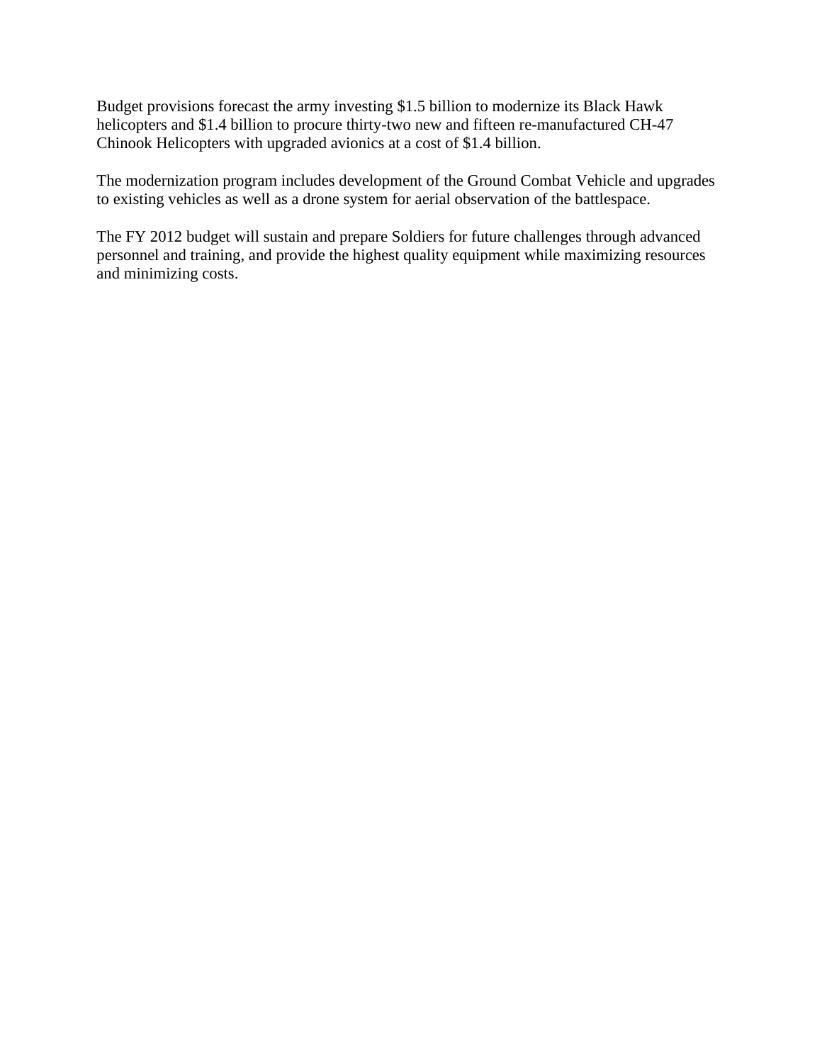Budget provisions forecast the army investing $1.5 billion to modernize its Black Hawk helicopters and $1.4 billion to procure thirty-two new and fifteen re-manufactured CH-47 Chinook Helicopters with upgraded avionics at a cost of $1.4 billion.

The modernization program includes development of the Ground Combat Vehicle and upgrades to existing vehicles as well as a drone system for aerial observation of the battlespace.

The FY 2012 budget will sustain and prepare Soldiers for future challenges through advanced personnel and training, and provide the highest quality equipment while maximizing resources and minimizing costs.